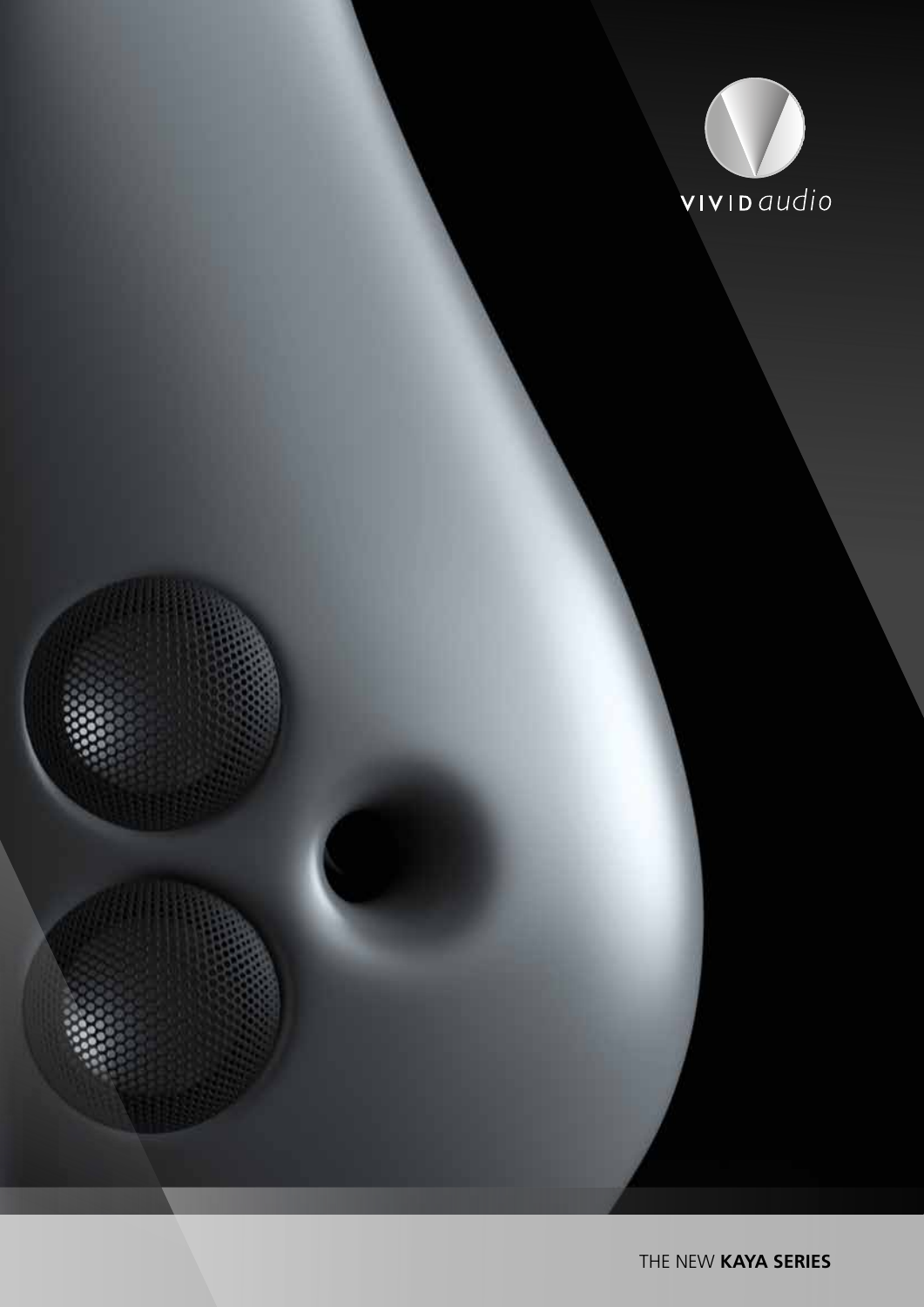VIVID audio

THE NEW **KAYA SERIES**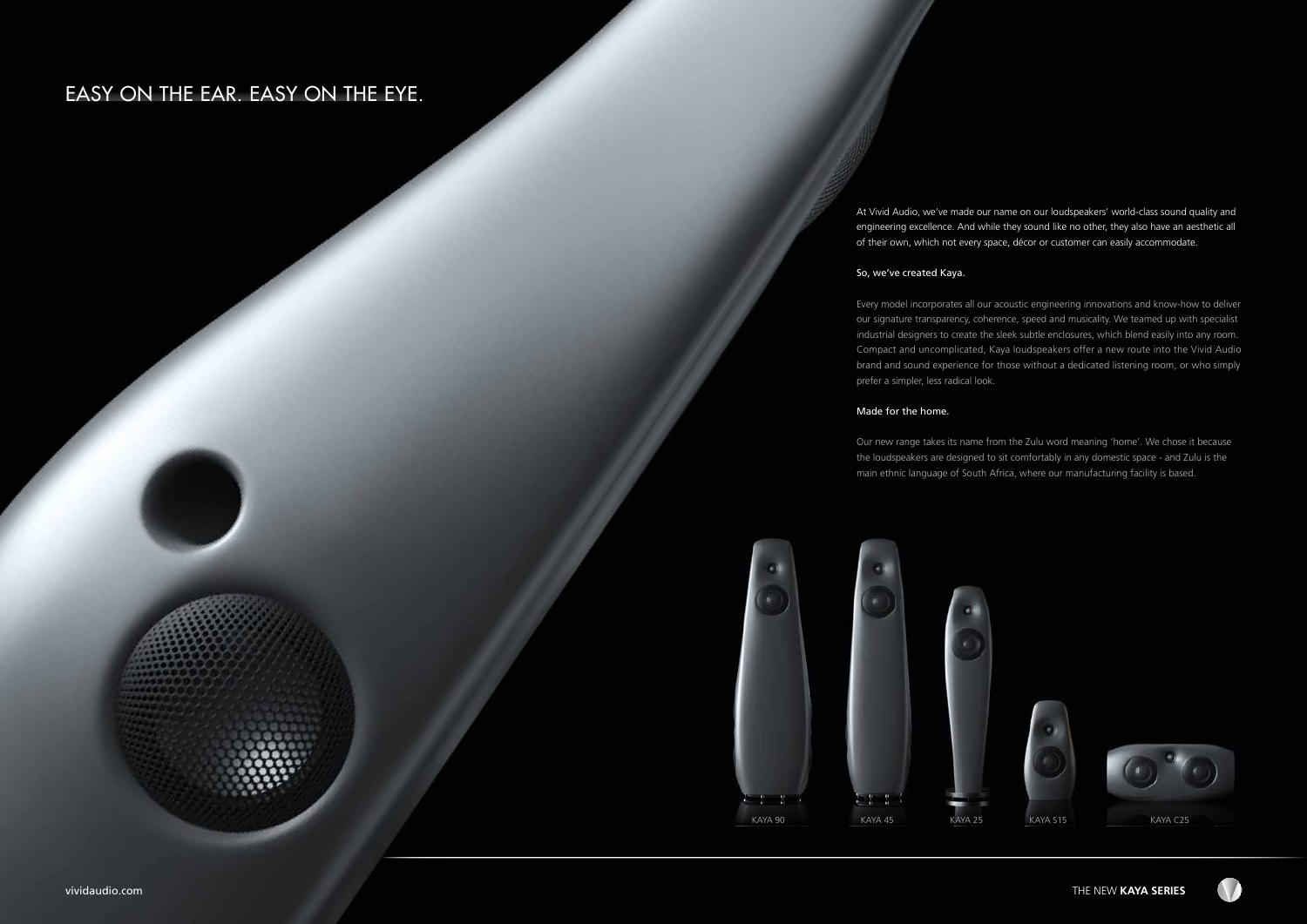# EASY ON THE EAR. EASY ON THE EYE.

At Vivid Audio, we've made our name on our loudspeakers' world-class sound quality and engineering excellence. And while they sound like no other, they also have an aesthetic all of their own, which not every space, décor or customer can easily accommodate.

So, we've created Kaya.

Every model incorporates all our acoustic engineering innovations and know-how to deliver our signature transparency, coherence, speed and musicality. We teamed up with specialist industrial designers to create the sleek subtle enclosures, which blend easily into any room. Compact and uncomplicated, Kaya loudspeakers offer a new route into the Vivid Audio brand and sound experience for those without a dedicated listening room, or who simply prefer a simpler, less radical look.

Made for the home.

Our new range takes its name from the Zulu word meaning 'home'. We chose it because the loudspeakers are designed to sit comfortably in any domestic space - and Zulu is the main ethnic language of South Africa, where our manufacturing facility is based.

KAYA 90 KAYA 45 KAYA 25 KAYA S15 KAYA C25

vividaudio.com

THE NEW **KAYA SERIES**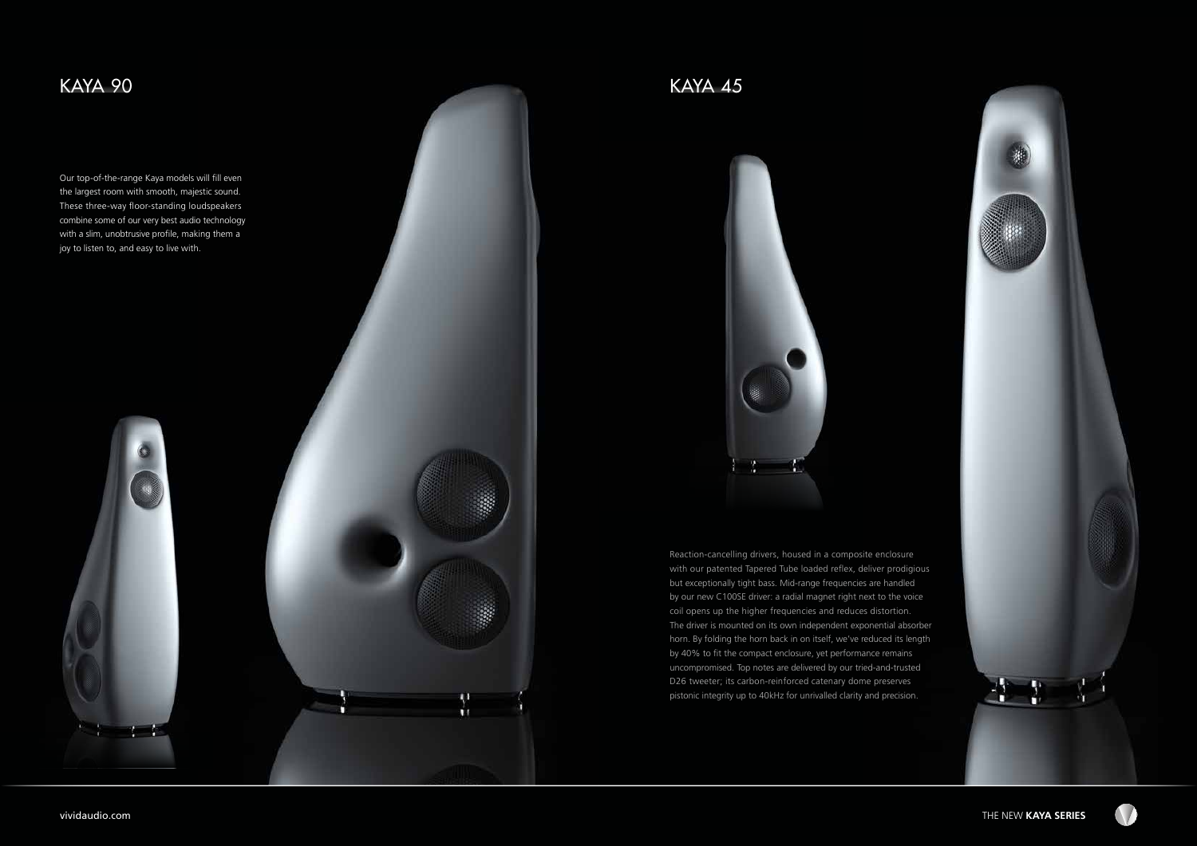## KAYA 90

Our top-of-the-range Kaya models will fill even the largest room with smooth, majestic sound. These three-way floor-standing loudspeakers combine some of our very best audio technology with a slim, unobtrusive profile, making them a joy to listen to, and easy to live with.

## KAYA 45

Reaction-cancelling drivers, housed in a composite enclosure with our patented Tapered Tube loaded reflex, deliver prodigious but exceptionally tight bass. Mid-range frequencies are handled by our new C100SE driver: a radial magnet right next to the voice coil opens up the higher frequencies and reduces distortion. The driver is mounted on its own independent exponential absorber horn. By folding the horn back in on itself, we've reduced its length by 40% to fit the compact enclosure, yet performance remains uncompromised. Top notes are delivered by our tried-and-trusted D26 tweeter; its carbon-reinforced catenary dome preserves pistonic integrity up to 40kHz for unrivalled clarity and precision.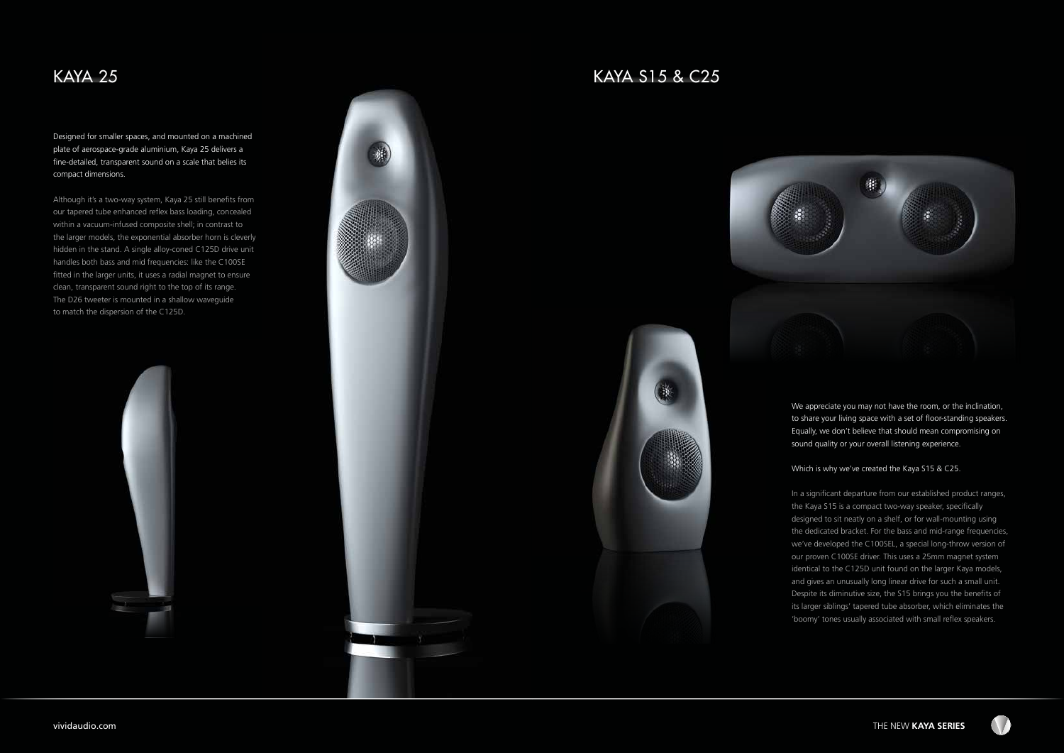# KAYA 25

Designed for smaller spaces, and mounted on a machined plate of aerospace-grade aluminium, Kaya 25 delivers a fine-detailed, transparent sound on a scale that belies its compact dimensions.

Although it's a two-way system, Kaya 25 still benefits from our tapered tube enhanced reflex bass loading, concealed within a vacuum-infused composite shell; in contrast to the larger models, the exponential absorber horn is cleverly hidden in the stand. A single alloy-coned C125D drive unit handles both bass and mid frequencies: like the C100SE fitted in the larger units, it uses a radial magnet to ensure clean, transparent sound right to the top of its range. The D26 tweeter is mounted in a shallow waveguide to match the dispersion of the C125D.

# KAYA S15 & C25

We appreciate you may not have the room, or the inclination, to share your living space with a set of floor-standing speakers. Equally, we don't believe that should mean compromising on sound quality or your overall listening experience.

Which is why we've created the Kaya S15 & C25.

In a significant departure from our established product ranges, the Kaya S15 is a compact two-way speaker, specifically designed to sit neatly on a shelf, or for wall-mounting using the dedicated bracket. For the bass and mid-range frequencies, we've developed the C100SEL, a special long-throw version of our proven C100SE driver. This uses a 25mm magnet system identical to the C125D unit found on the larger Kaya models, and gives an unusually long linear drive for such a small unit. Despite its diminutive size, the S15 brings you the benefits of its larger siblings' tapered tube absorber, which eliminates the 'boomy' tones usually associated with small reflex speakers.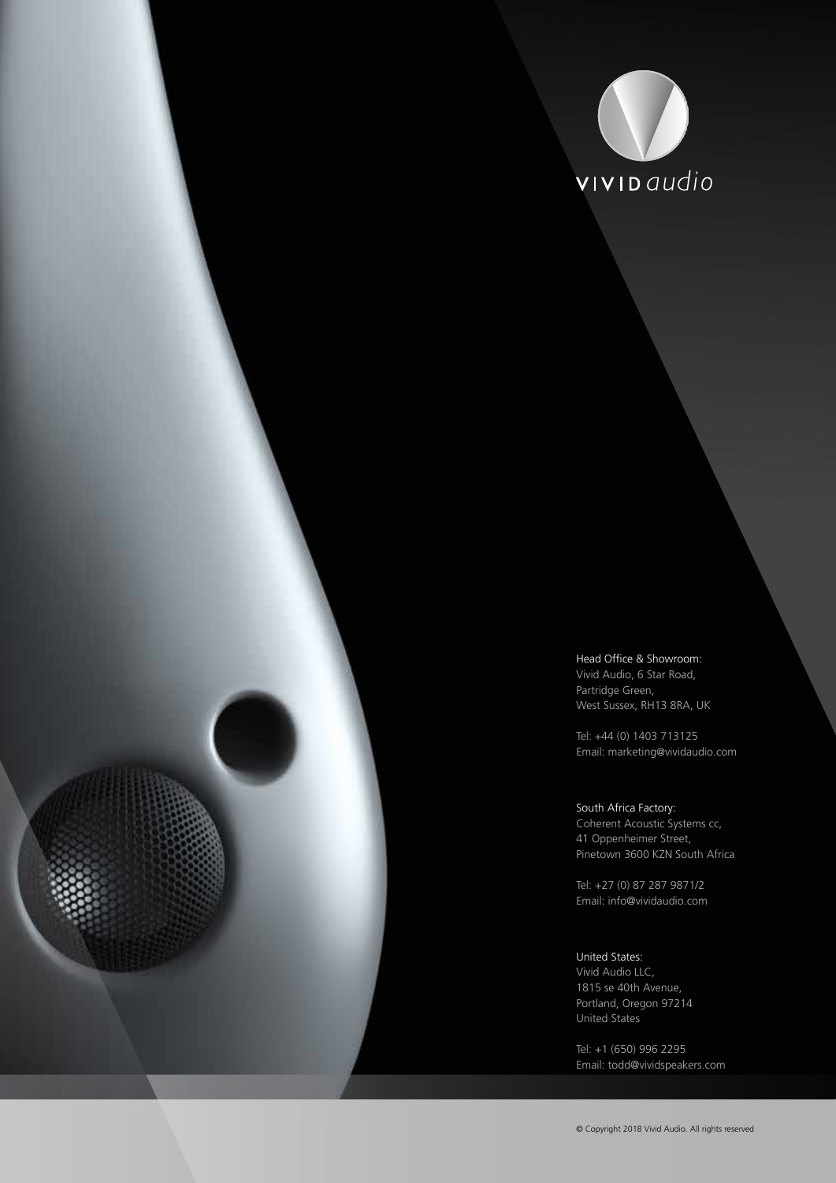VIVID audio

Head Office & Showroom:
Vivid Audio, 6 Star Road,
Partridge Green,
West Sussex, RH13 8RA, UK

Tel: +44 (0) 1403 713125
Email: marketing@vividaudio.com

South Africa Factory:
Coherent Acoustic Systems cc,
41 Oppenheimer Street,
Pinetown 3600 KZN South Africa

Tel: +27 (0) 87 287 9871/2
Email: info@vividaudio.com

United States:
Vivid Audio LLC,
1815 se 40th Avenue,
Portland, Oregon 97214
United States

Tel: +1 (650) 996 2295
Email: todd@vividspeakers.com

© Copyright 2018 Vivid Audio. All rights reserved